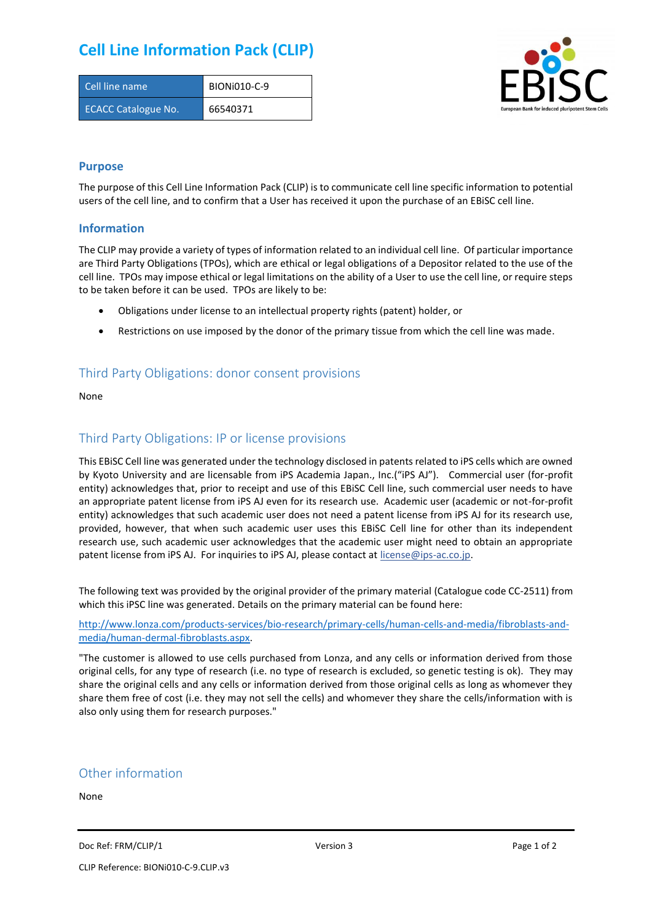# Cell Line Information Pack (CLIP)

| Cell line name | BIONi010-C-9 |
|---|---|
| ECACC Catalogue No. | 66540371 |

## Purpose

The purpose of this Cell Line Information Pack (CLIP) is to communicate cell line specific information to potential users of the cell line, and to confirm that a User has received it upon the purchase of an EBiSC cell line.

## Information

The CLIP may provide a variety of types of information related to an individual cell line. Of particular importance are Third Party Obligations (TPOs), which are ethical or legal obligations of a Depositor related to the use of the cell line. TPOs may impose ethical or legal limitations on the ability of a User to use the cell line, or require steps to be taken before it can be used. TPOs are likely to be:

- Obligations under license to an intellectual property rights (patent) holder, or
- Restrictions on use imposed by the donor of the primary tissue from which the cell line was made.

## Third Party Obligations: donor consent provisions

None

## Third Party Obligations: IP or license provisions

This EBiSC Cell line was generated under the technology disclosed in patents related to iPS cells which are owned by Kyoto University and are licensable from iPS Academia Japan., Inc.("iPS AJ"). Commercial user (for-profit entity) acknowledges that, prior to receipt and use of this EBiSC Cell line, such commercial user needs to have an appropriate patent license from iPS AJ even for its research use. Academic user (academic or not-for-profit entity) acknowledges that such academic user does not need a patent license from iPS AJ for its research use, provided, however, that when such academic user uses this EBiSC Cell line for other than its independent research use, such academic user acknowledges that the academic user might need to obtain an appropriate patent license from iPS AJ. For inquiries to iPS AJ, please contact at license@ips-ac.co.jp.

The following text was provided by the original provider of the primary material (Catalogue code CC-2511) from which this iPSC line was generated. Details on the primary material can be found here:

http://www.lonza.com/products-services/bio-research/primary-cells/human-cells-and-media/fibroblasts-and-media/human-dermal-fibroblasts.aspx.

"The customer is allowed to use cells purchased from Lonza, and any cells or information derived from those original cells, for any type of research (i.e. no type of research is excluded, so genetic testing is ok). They may share the original cells and any cells or information derived from those original cells as long as whomever they share them free of cost (i.e. they may not sell the cells) and whomever they share the cells/information with is also only using them for research purposes."

## Other information

None

Doc Ref: FRM/CLIP/1 Version 3

CLIP Reference: BIONi010-C-9.CLIP.v3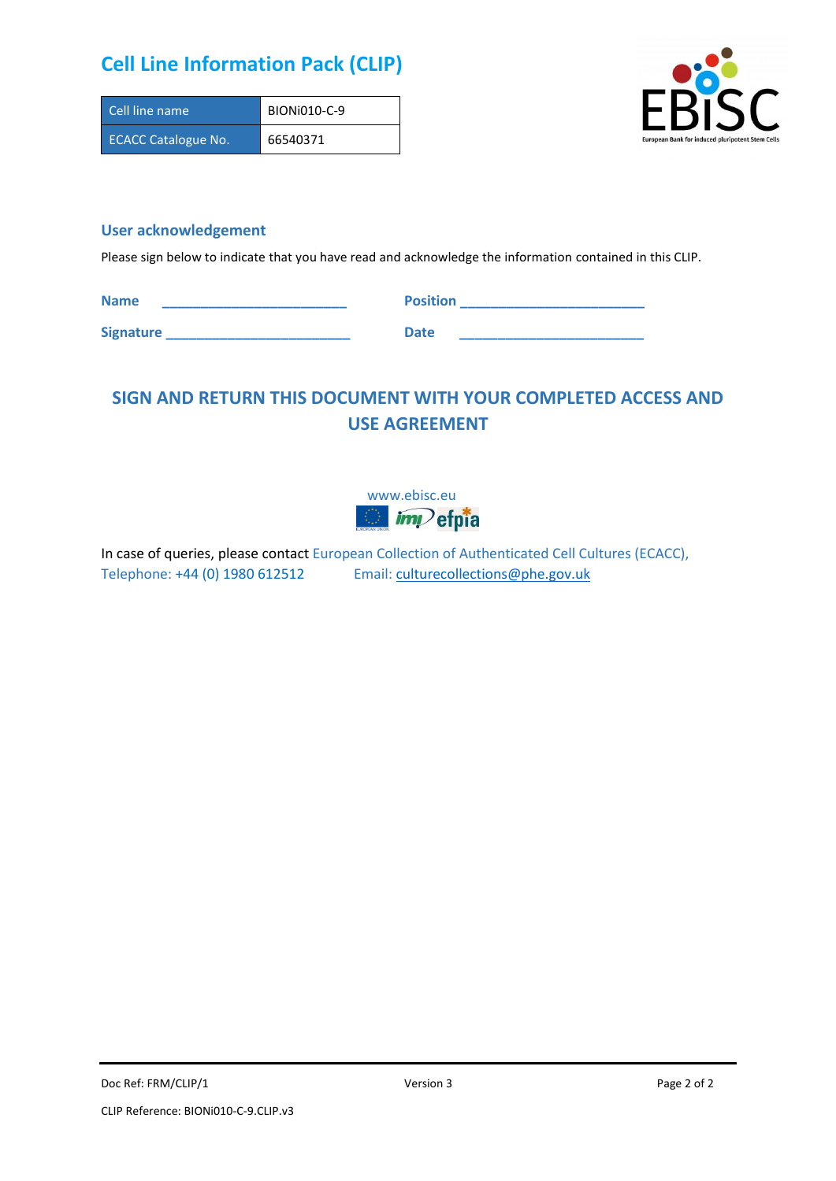# Cell Line Information Pack (CLIP)

| | |
|---|---|
| Cell line name | BIONi010-C-9 |
| ECACC Catalogue No. | 66540371 |

## User acknowledgement

Please sign below to indicate that you have read and acknowledge the information contained in this CLIP.

**Name** ________________________ **Position** ________________________

**Signature** ________________________ **Date** ________________________

## SIGN AND RETURN THIS DOCUMENT WITH YOUR COMPLETED ACCESS AND USE AGREEMENT

www.ebisc.eu

In case of queries, please contact European Collection of Authenticated Cell Cultures (ECACC), Telephone: +44 (0) 1980 612512 Email: culturecollections@phe.gov.uk

Doc Ref: FRM/CLIP/1 Version 3

CLIP Reference: BIONi010-C-9.CLIP.v3